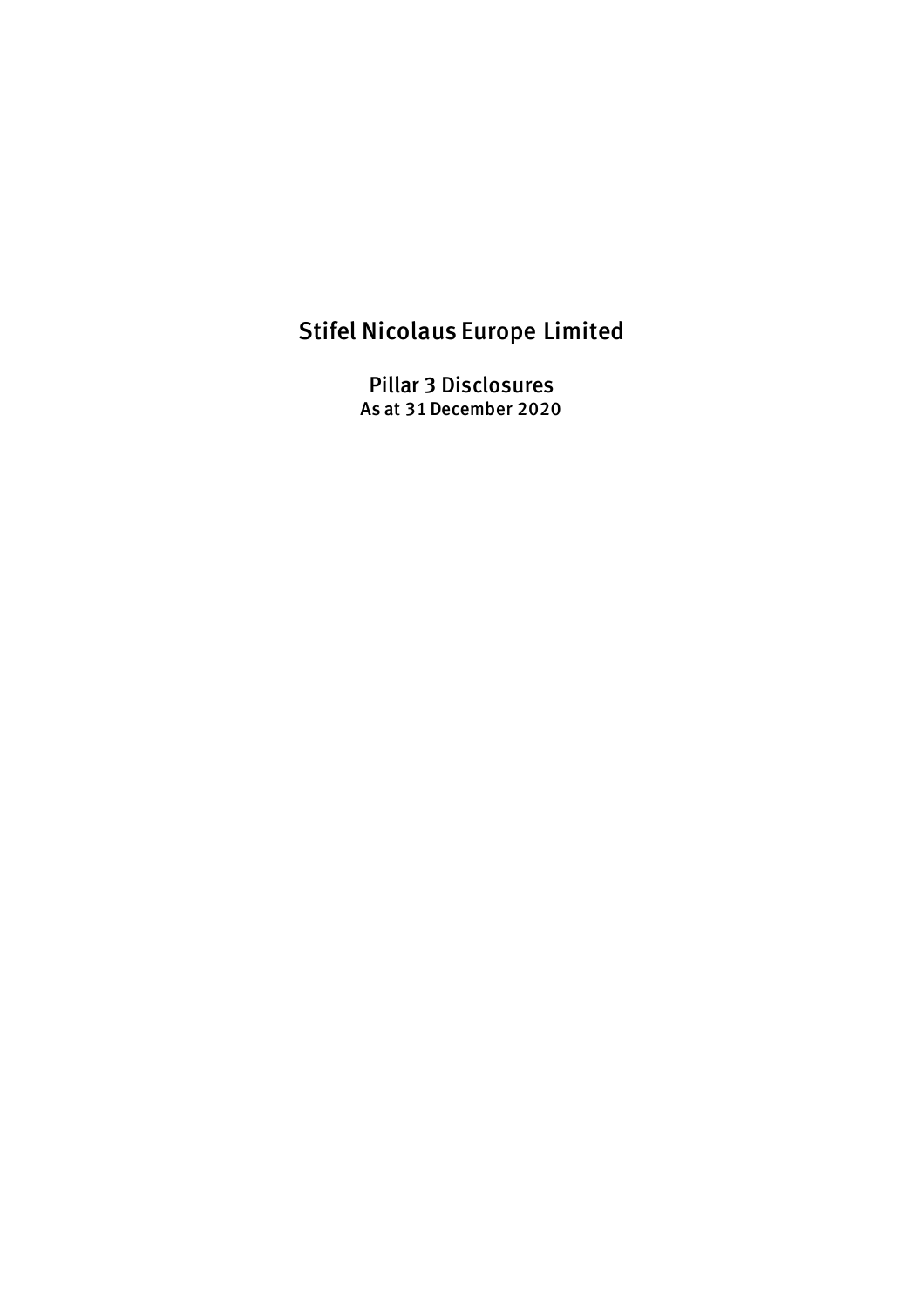# Stifel Nicolaus Europe Limited

## Pillar 3 Disclosures

As at 31 December 2020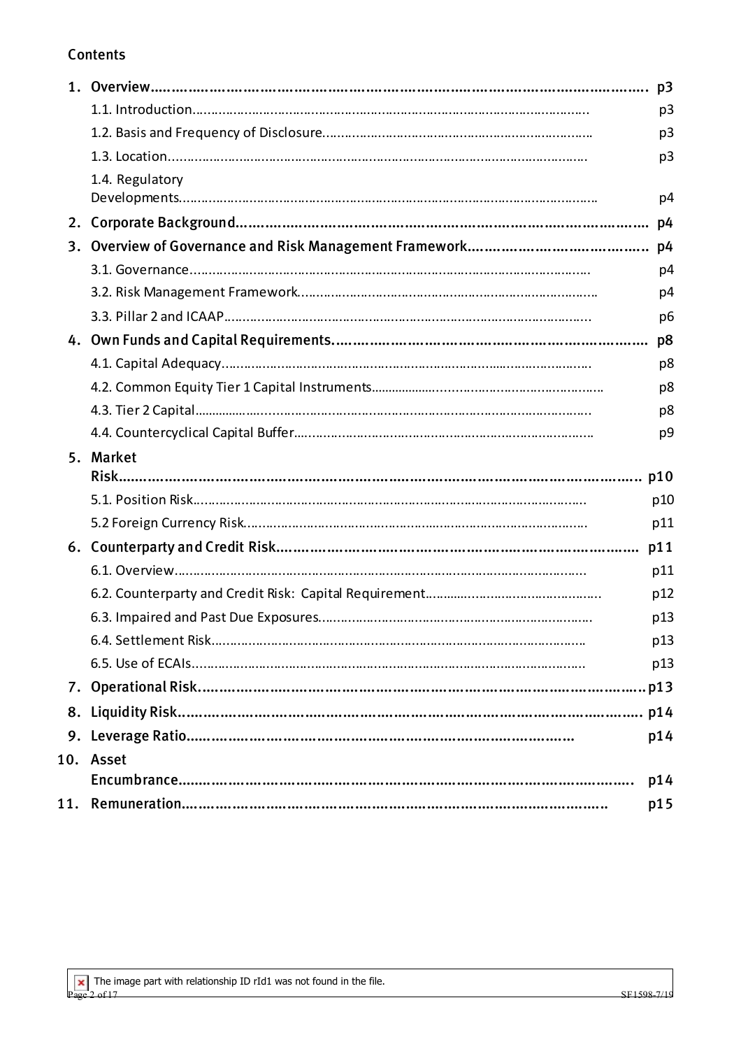## Contents

| | | |
|---|---|---|
| 1. | **Overview** | **p3** |
| | 1.1. Introduction | p3 |
| | 1.2. Basis and Frequency of Disclosure | p3 |
| | 1.3. Location | p3 |
| | 1.4. Regulatory Developments | p4 |
| 2. | **Corporate Background** | **p4** |
| 3. | **Overview of Governance and Risk Management Framework** | **p4** |
| | 3.1. Governance | p4 |
| | 3.2. Risk Management Framework | p4 |
| | 3.3. Pillar 2 and ICAAP | p6 |
| 4. | **Own Funds and Capital Requirements** | **p8** |
| | 4.1. Capital Adequacy | p8 |
| | 4.2. Common Equity Tier 1 Capital Instruments | p8 |
| | 4.3. Tier 2 Capital | p8 |
| | 4.4. Countercyclical Capital Buffer | p9 |
| 5. | **Market Risk** | **p10** |
| | 5.1. Position Risk | p10 |
| | 5.2 Foreign Currency Risk | p11 |
| 6. | **Counterparty and Credit Risk** | **p11** |
| | 6.1. Overview | p11 |
| | 6.2. Counterparty and Credit Risk: Capital Requirement | p12 |
| | 6.3. Impaired and Past Due Exposures | p13 |
| | 6.4. Settlement Risk | p13 |
| | 6.5. Use of ECAIs | p13 |
| 7. | **Operational Risk** | **p13** |
| 8. | **Liquidity Risk** | **p14** |
| 9. | **Leverage Ratio** | **p14** |
| 10. | **Asset Encumbrance** | **p14** |
| 11. | **Remuneration** | **p15** |

The image part with relationship ID rId1 was not found in the file.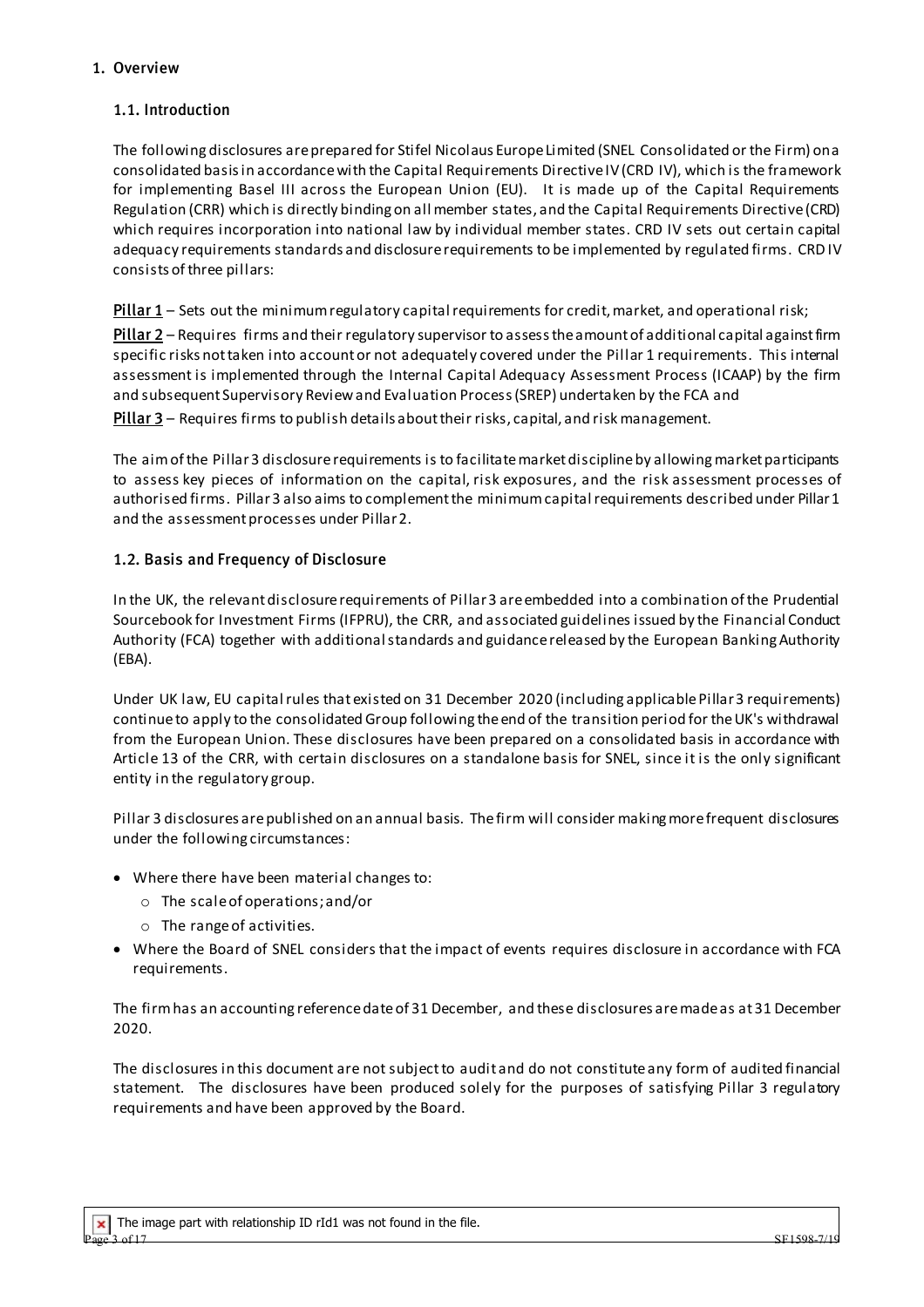# 1. Overview

## 1.1. Introduction

The following disclosures are prepared for Stifel Nicolaus Europe Limited (SNEL Consolidated or the Firm) on a consolidated basis in accordance with the Capital Requirements Directive IV (CRD IV), which is the framework for implementing Basel III across the European Union (EU). It is made up of the Capital Requirements Regulation (CRR) which is directly binding on all member states, and the Capital Requirements Directive (CRD) which requires incorporation into national law by individual member states. CRD IV sets out certain capital adequacy requirements standards and disclosure requirements to be implemented by regulated firms. CRD IV consists of three pillars:

**Pillar 1** – Sets out the minimum regulatory capital requirements for credit, market, and operational risk;

**Pillar 2** – Requires firms and their regulatory supervisor to assess the amount of additional capital against firm specific risks not taken into account or not adequately covered under the Pillar 1 requirements. This internal assessment is implemented through the Internal Capital Adequacy Assessment Process (ICAAP) by the firm and subsequent Supervisory Review and Evaluation Process (SREP) undertaken by the FCA and

**Pillar 3** – Requires firms to publish details about their risks, capital, and risk management.

The aim of the Pillar 3 disclosure requirements is to facilitate market discipline by allowing market participants to assess key pieces of information on the capital, risk exposures, and the risk assessment processes of authorised firms. Pillar 3 also aims to complement the minimum capital requirements described under Pillar 1 and the assessment processes under Pillar 2.

## 1.2. Basis and Frequency of Disclosure

In the UK, the relevant disclosure requirements of Pillar 3 are embedded into a combination of the Prudential Sourcebook for Investment Firms (IFPRU), the CRR, and associated guidelines issued by the Financial Conduct Authority (FCA) together with additional standards and guidance released by the European Banking Authority (EBA).

Under UK law, EU capital rules that existed on 31 December 2020 (including applicable Pillar 3 requirements) continue to apply to the consolidated Group following the end of the transition period for the UK's withdrawal from the European Union. These disclosures have been prepared on a consolidated basis in accordance with Article 13 of the CRR, with certain disclosures on a standalone basis for SNEL, since it is the only significant entity in the regulatory group.

Pillar 3 disclosures are published on an annual basis. The firm will consider making more frequent disclosures under the following circumstances:

- Where there have been material changes to:
  - The scale of operations; and/or
  - The range of activities.
- Where the Board of SNEL considers that the impact of events requires disclosure in accordance with FCA requirements.

The firm has an accounting reference date of 31 December, and these disclosures are made as at 31 December 2020.

The disclosures in this document are not subject to audit and do not constitute any form of audited financial statement. The disclosures have been produced solely for the purposes of satisfying Pillar 3 regulatory requirements and have been approved by the Board.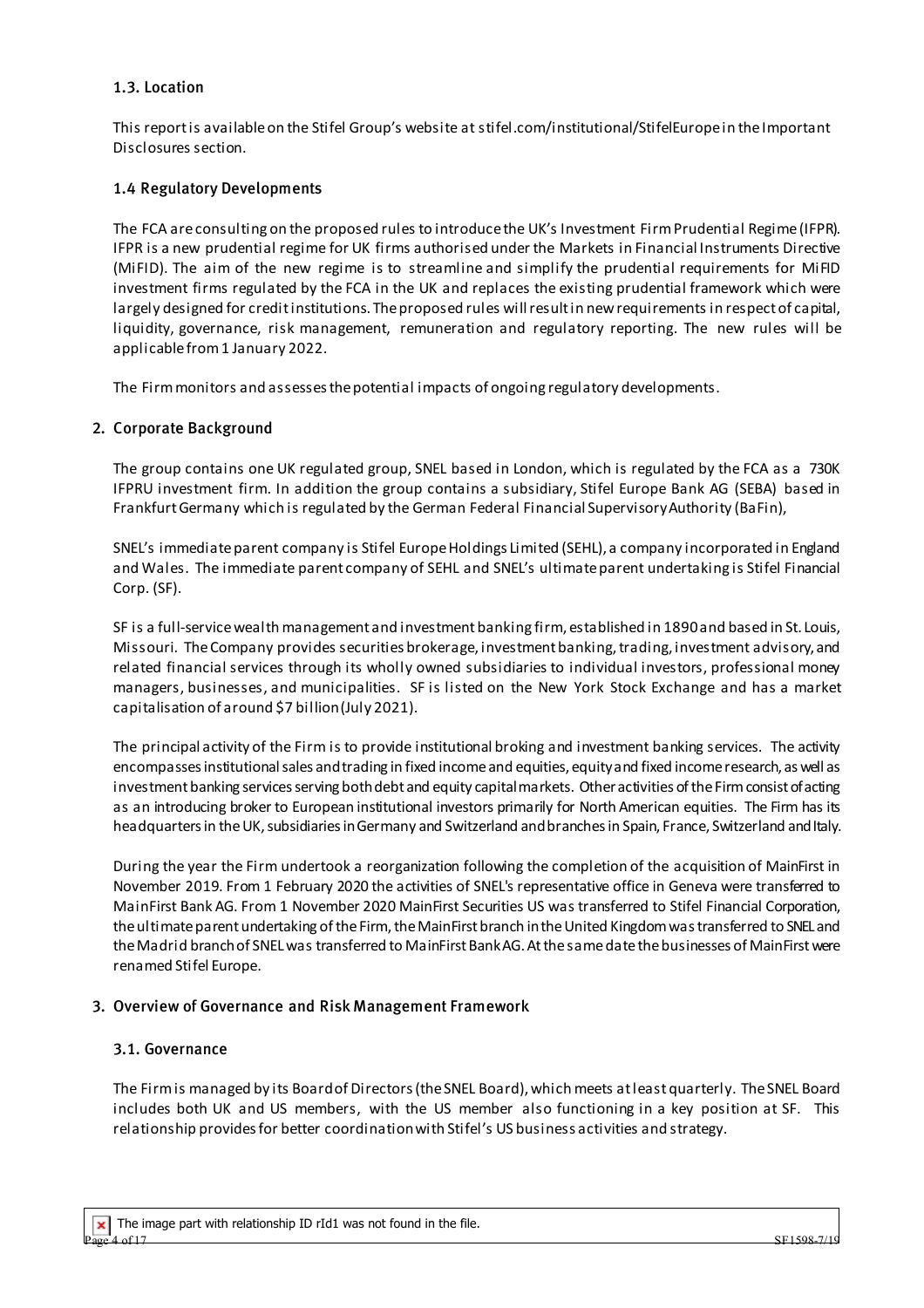### 1.3. Location

This report is available on the Stifel Group's website at stifel.com/institutional/StifelEurope in the Important Disclosures section.

### 1.4 Regulatory Developments

The FCA are consulting on the proposed rules to introduce the UK's Investment Firm Prudential Regime (IFPR). IFPR is a new prudential regime for UK firms authorised under the Markets in Financial Instruments Directive (MiFID). The aim of the new regime is to streamline and simplify the prudential requirements for MiFID investment firms regulated by the FCA in the UK and replaces the existing prudential framework which were largely designed for credit institutions. The proposed rules will result in new requirements in respect of capital, liquidity, governance, risk management, remuneration and regulatory reporting. The new rules will be applicable from 1 January 2022.

The Firm monitors and assesses the potential impacts of ongoing regulatory developments.

## 2. Corporate Background

The group contains one UK regulated group, SNEL based in London, which is regulated by the FCA as a 730K IFPRU investment firm. In addition the group contains a subsidiary, Stifel Europe Bank AG (SEBA) based in Frankfurt Germany which is regulated by the German Federal Financial Supervisory Authority (BaFin),

SNEL's immediate parent company is Stifel Europe Holdings Limited (SEHL), a company incorporated in England and Wales. The immediate parent company of SEHL and SNEL's ultimate parent undertaking is Stifel Financial Corp. (SF).

SF is a full-service wealth management and investment banking firm, established in 1890 and based in St. Louis, Missouri. The Company provides securities brokerage, investment banking, trading, investment advisory, and related financial services through its wholly owned subsidiaries to individual investors, professional money managers, businesses, and municipalities. SF is listed on the New York Stock Exchange and has a market capitalisation of around $7 billion (July 2021).

The principal activity of the Firm is to provide institutional broking and investment banking services. The activity encompasses institutional sales and trading in fixed income and equities, equity and fixed income research, as well as investment banking services serving both debt and equity capital markets. Other activities of the Firm consist of acting as an introducing broker to European institutional investors primarily for North American equities. The Firm has its headquarters in the UK, subsidiaries in Germany and Switzerland and branches in Spain, France, Switzerland and Italy.

During the year the Firm undertook a reorganization following the completion of the acquisition of MainFirst in November 2019. From 1 February 2020 the activities of SNEL's representative office in Geneva were transferred to MainFirst Bank AG. From 1 November 2020 MainFirst Securities US was transferred to Stifel Financial Corporation, the ultimate parent undertaking of the Firm, the MainFirst branch in the United Kingdom was transferred to SNEL and the Madrid branch of SNEL was transferred to MainFirst Bank AG. At the same date the businesses of MainFirst were renamed Stifel Europe.

## 3. Overview of Governance and Risk Management Framework

### 3.1. Governance

The Firm is managed by its Board of Directors (the SNEL Board), which meets at least quarterly. The SNEL Board includes both UK and US members, with the US member also functioning in a key position at SF. This relationship provides for better coordination with Stifel's US business activities and strategy.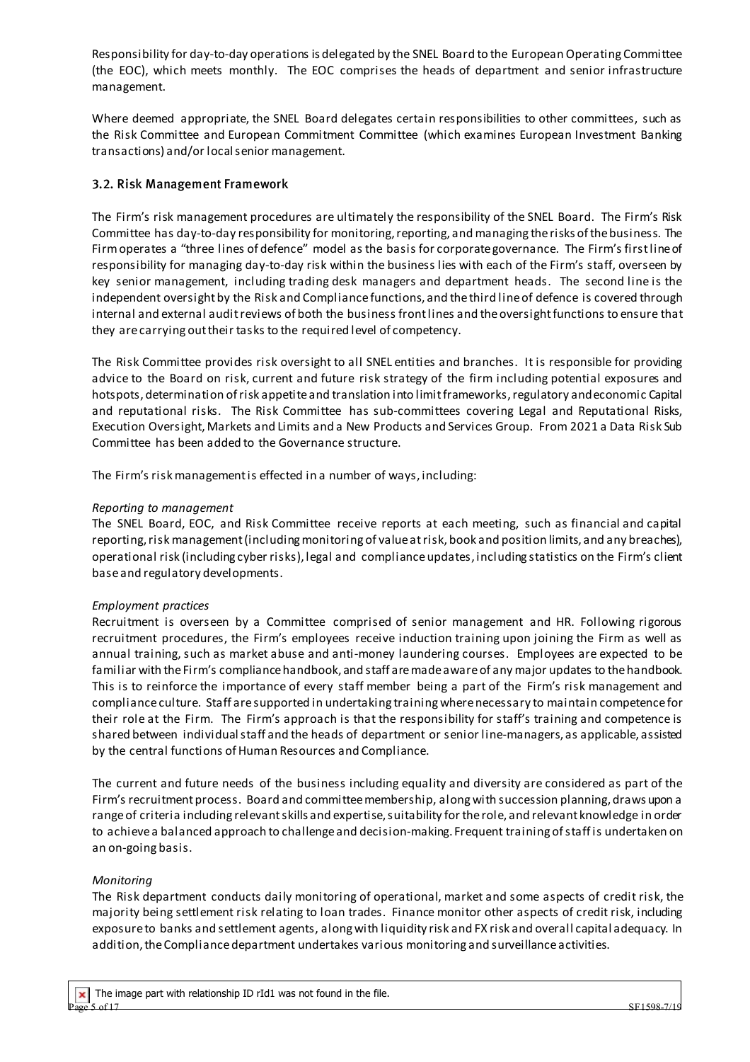Responsibility for day-to-day operations is delegated by the SNEL Board to the European Operating Committee (the EOC), which meets monthly. The EOC comprises the heads of department and senior infrastructure management.

Where deemed appropriate, the SNEL Board delegates certain responsibilities to other committees, such as the Risk Committee and European Commitment Committee (which examines European Investment Banking transactions) and/or local senior management.

### 3.2. Risk Management Framework

The Firm's risk management procedures are ultimately the responsibility of the SNEL Board. The Firm's Risk Committee has day-to-day responsibility for monitoring, reporting, and managing the risks of the business. The Firm operates a "three lines of defence" model as the basis for corporate governance. The Firm's first line of responsibility for managing day-to-day risk within the business lies with each of the Firm's staff, overseen by key senior management, including trading desk managers and department heads. The second line is the independent oversight by the Risk and Compliance functions, and the third line of defence is covered through internal and external audit reviews of both the business front lines and the oversight functions to ensure that they are carrying out their tasks to the required level of competency.

The Risk Committee provides risk oversight to all SNEL entities and branches. It is responsible for providing advice to the Board on risk, current and future risk strategy of the firm including potential exposures and hotspots, determination of risk appetite and translation into limit frameworks, regulatory and economic Capital and reputational risks. The Risk Committee has sub-committees covering Legal and Reputational Risks, Execution Oversight, Markets and Limits and a New Products and Services Group. From 2021 a Data Risk Sub Committee has been added to the Governance structure.

The Firm's risk management is effected in a number of ways, including:

*Reporting to management*

The SNEL Board, EOC, and Risk Committee receive reports at each meeting, such as financial and capital reporting, risk management (including monitoring of value at risk, book and position limits, and any breaches), operational risk (including cyber risks), legal and compliance updates, including statistics on the Firm's client base and regulatory developments.

*Employment practices*

Recruitment is overseen by a Committee comprised of senior management and HR. Following rigorous recruitment procedures, the Firm's employees receive induction training upon joining the Firm as well as annual training, such as market abuse and anti-money laundering courses. Employees are expected to be familiar with the Firm's compliance handbook, and staff are made aware of any major updates to the handbook. This is to reinforce the importance of every staff member being a part of the Firm's risk management and compliance culture. Staff are supported in undertaking training where necessary to maintain competence for their role at the Firm. The Firm's approach is that the responsibility for staff's training and competence is shared between individual staff and the heads of department or senior line-managers, as applicable, assisted by the central functions of Human Resources and Compliance.

The current and future needs of the business including equality and diversity are considered as part of the Firm's recruitment process. Board and committee membership, along with succession planning, draws upon a range of criteria including relevant skills and expertise, suitability for the role, and relevant knowledge in order to achieve a balanced approach to challenge and decision-making. Frequent training of staff is undertaken on an on-going basis.

*Monitoring*

The Risk department conducts daily monitoring of operational, market and some aspects of credit risk, the majority being settlement risk relating to loan trades. Finance monitor other aspects of credit risk, including exposure to banks and settlement agents, along with liquidity risk and FX risk and overall capital adequacy. In addition, the Compliance department undertakes various monitoring and surveillance activities.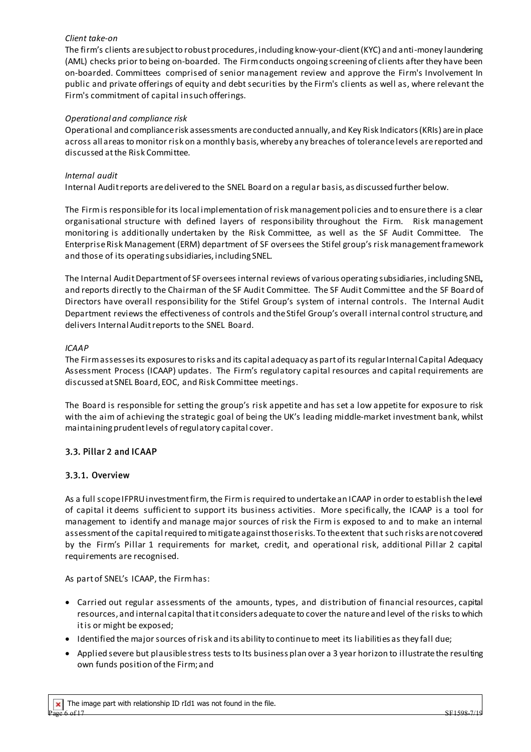*Client take-on*

The firm's clients are subject to robust procedures, including know-your-client (KYC) and anti-money laundering (AML) checks prior to being on-boarded. The Firm conducts ongoing screening of clients after they have been on-boarded. Committees comprised of senior management review and approve the Firm's Involvement In public and private offerings of equity and debt securities by the Firm's clients as well as, where relevant the Firm's commitment of capital in such offerings.

*Operational and compliance risk*

Operational and compliance risk assessments are conducted annually, and Key Risk Indicators (KRIs) are in place across all areas to monitor risk on a monthly basis, whereby any breaches of tolerance levels are reported and discussed at the Risk Committee.

*Internal audit*

Internal Audit reports are delivered to the SNEL Board on a regular basis, as discussed further below.

The Firm is responsible for its local implementation of risk management policies and to ensure there is a clear organisational structure with defined layers of responsibility throughout the Firm. Risk management monitoring is additionally undertaken by the Risk Committee, as well as the SF Audit Committee. The Enterprise Risk Management (ERM) department of SF oversees the Stifel group's risk management framework and those of its operating subsidiaries, including SNEL.

The Internal Audit Department of SF oversees internal reviews of various operating subsidiaries, including SNEL, and reports directly to the Chairman of the SF Audit Committee. The SF Audit Committee and the SF Board of Directors have overall responsibility for the Stifel Group's system of internal controls. The Internal Audit Department reviews the effectiveness of controls and the Stifel Group's overall internal control structure, and delivers Internal Audit reports to the SNEL Board.

*ICAAP*

The Firm assesses its exposures to risks and its capital adequacy as part of its regular Internal Capital Adequacy Assessment Process (ICAAP) updates. The Firm's regulatory capital resources and capital requirements are discussed at SNEL Board, EOC, and Risk Committee meetings.

The Board is responsible for setting the group's risk appetite and has set a low appetite for exposure to risk with the aim of achieving the strategic goal of being the UK's leading middle-market investment bank, whilst maintaining prudent levels of regulatory capital cover.

## 3.3. Pillar 2 and ICAAP

### 3.3.1. Overview

As a full scope IFPRU investment firm, the Firm is required to undertake an ICAAP in order to establish the level of capital it deems sufficient to support its business activities. More specifically, the ICAAP is a tool for management to identify and manage major sources of risk the Firm is exposed to and to make an internal assessment of the capital required to mitigate against those risks. To the extent that such risks are not covered by the Firm's Pillar 1 requirements for market, credit, and operational risk, additional Pillar 2 capital requirements are recognised.

As part of SNEL's ICAAP, the Firm has:

- Carried out regular assessments of the amounts, types, and distribution of financial resources, capital resources, and internal capital that it considers adequate to cover the nature and level of the risks to which it is or might be exposed;
- Identified the major sources of risk and its ability to continue to meet its liabilities as they fall due;
- Applied severe but plausible stress tests to Its business plan over a 3 year horizon to illustrate the resulting own funds position of the Firm; and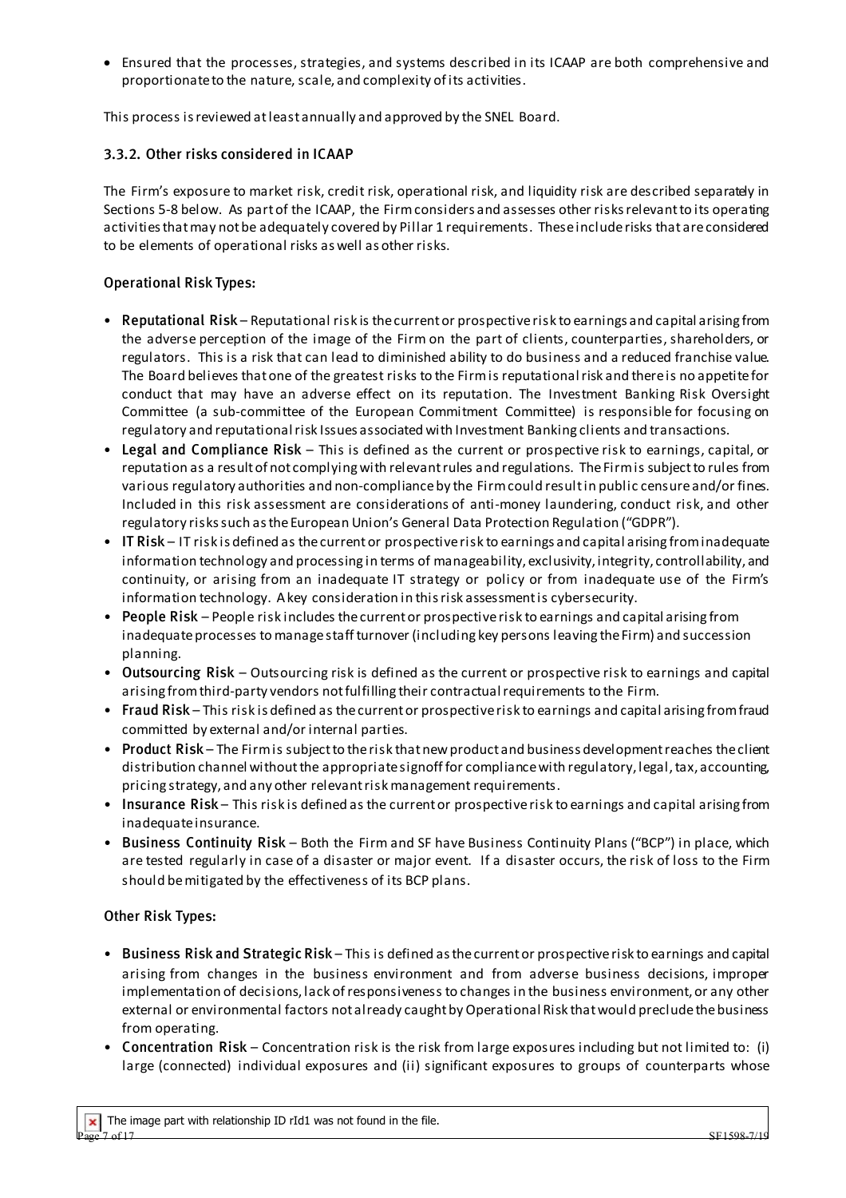- Ensured that the processes, strategies, and systems described in its ICAAP are both comprehensive and proportionate to the nature, scale, and complexity of its activities.

This process is reviewed at least annually and approved by the SNEL Board.

### 3.3.2. Other risks considered in ICAAP

The Firm's exposure to market risk, credit risk, operational risk, and liquidity risk are described separately in Sections 5-8 below. As part of the ICAAP, the Firm considers and assesses other risks relevant to its operating activities that may not be adequately covered by Pillar 1 requirements. These include risks that are considered to be elements of operational risks as well as other risks.

#### Operational Risk Types:

- **Reputational Risk** – Reputational risk is the current or prospective risk to earnings and capital arising from the adverse perception of the image of the Firm on the part of clients, counterparties, shareholders, or regulators. This is a risk that can lead to diminished ability to do business and a reduced franchise value. The Board believes that one of the greatest risks to the Firm is reputational risk and there is no appetite for conduct that may have an adverse effect on its reputation. The Investment Banking Risk Oversight Committee (a sub-committee of the European Commitment Committee) is responsible for focusing on regulatory and reputational risk Issues associated with Investment Banking clients and transactions.
- **Legal and Compliance Risk** – This is defined as the current or prospective risk to earnings, capital, or reputation as a result of not complying with relevant rules and regulations. The Firm is subject to rules from various regulatory authorities and non-compliance by the Firm could result in public censure and/or fines. Included in this risk assessment are considerations of anti-money laundering, conduct risk, and other regulatory risks such as the European Union's General Data Protection Regulation ("GDPR").
- **IT Risk** – IT risk is defined as the current or prospective risk to earnings and capital arising from inadequate information technology and processing in terms of manageability, exclusivity, integrity, controllability, and continuity, or arising from an inadequate IT strategy or policy or from inadequate use of the Firm's information technology. A key consideration in this risk assessment is cybersecurity.
- **People Risk** – People risk includes the current or prospective risk to earnings and capital arising from inadequate processes to manage staff turnover (including key persons leaving the Firm) and succession planning.
- **Outsourcing Risk** – Outsourcing risk is defined as the current or prospective risk to earnings and capital arising from third-party vendors not fulfilling their contractual requirements to the Firm.
- **Fraud Risk** – This risk is defined as the current or prospective risk to earnings and capital arising from fraud committed by external and/or internal parties.
- **Product Risk** – The Firm is subject to the risk that new product and business development reaches the client distribution channel without the appropriate signoff for compliance with regulatory, legal, tax, accounting, pricing strategy, and any other relevant risk management requirements.
- **Insurance Risk** – This risk is defined as the current or prospective risk to earnings and capital arising from inadequate insurance.
- **Business Continuity Risk** – Both the Firm and SF have Business Continuity Plans ("BCP") in place, which are tested regularly in case of a disaster or major event. If a disaster occurs, the risk of loss to the Firm should be mitigated by the effectiveness of its BCP plans.

#### Other Risk Types:

- **Business Risk and Strategic Risk** – This is defined as the current or prospective risk to earnings and capital arising from changes in the business environment and from adverse business decisions, improper implementation of decisions, lack of responsiveness to changes in the business environment, or any other external or environmental factors not already caught by Operational Risk that would preclude the business from operating.
- **Concentration Risk** – Concentration risk is the risk from large exposures including but not limited to: (i) large (connected) individual exposures and (ii) significant exposures to groups of counterparts whose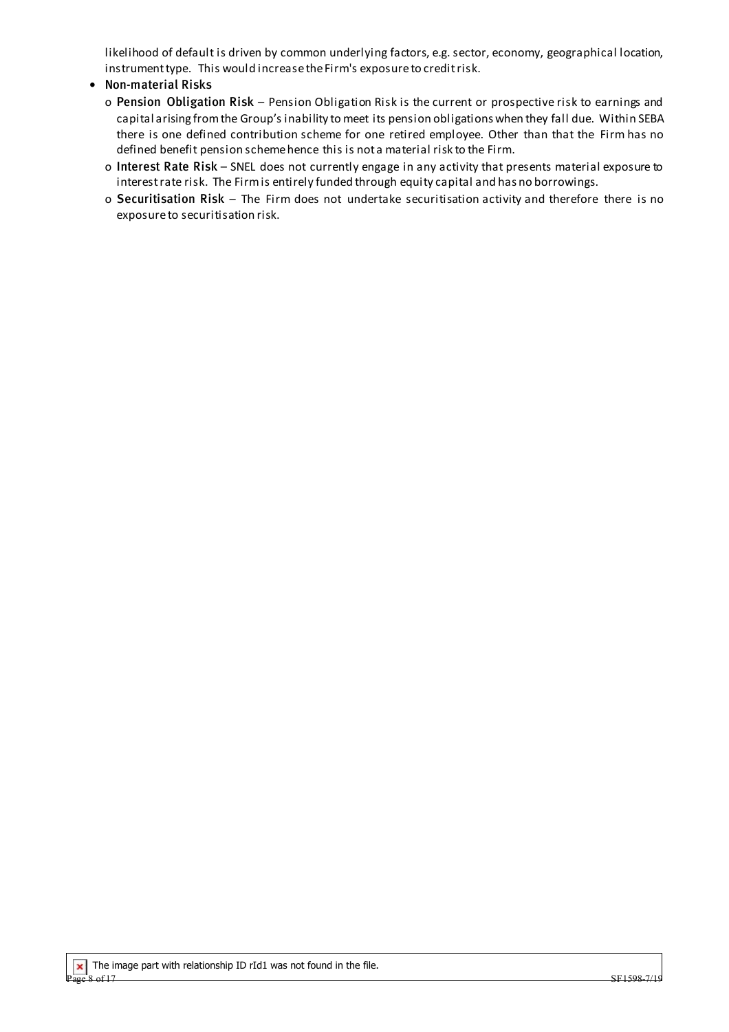likelihood of default is driven by common underlying factors, e.g. sector, economy, geographical location, instrument type. This would increase the Firm's exposure to credit risk.

- **Non-material Risks**
  - o **Pension Obligation Risk** – Pension Obligation Risk is the current or prospective risk to earnings and capital arising from the Group's inability to meet its pension obligations when they fall due. Within SEBA there is one defined contribution scheme for one retired employee. Other than that the Firm has no defined benefit pension scheme hence this is not a material risk to the Firm.
  - o **Interest Rate Risk** – SNEL does not currently engage in any activity that presents material exposure to interest rate risk. The Firm is entirely funded through equity capital and has no borrowings.
  - o **Securitisation Risk** – The Firm does not undertake securitisation activity and therefore there is no exposure to securitisation risk.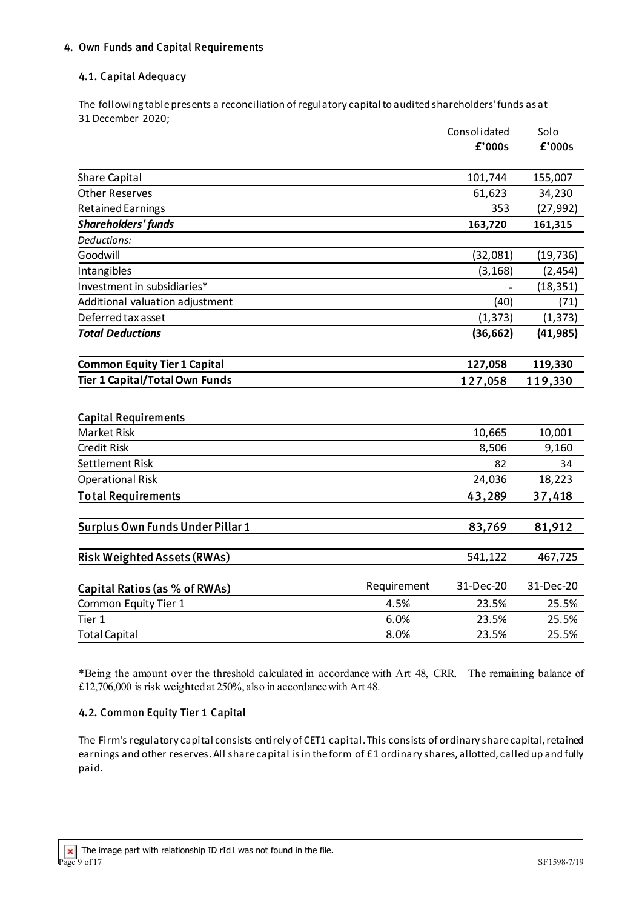## 4. Own Funds and Capital Requirements

### 4.1. Capital Adequacy

The following table presents a reconciliation of regulatory capital to audited shareholders' funds as at 31 December 2020;

| | | Consolidated £'000s | Solo £'000s |
|---|---|---|---|
| Share Capital | | 101,744 | 155,007 |
| Other Reserves | | 61,623 | 34,230 |
| Retained Earnings | | 353 | (27,992) |
| ***Shareholders' funds*** | | **163,720** | **161,315** |
| *Deductions:* | | | |
| Goodwill | | (32,081) | (19,736) |
| Intangibles | | (3,168) | (2,454) |
| Investment in subsidiaries* | | - | (18,351) |
| Additional valuation adjustment | | (40) | (71) |
| Deferred tax asset | | (1,373) | (1,373) |
| ***Total Deductions*** | | **(36,662)** | **(41,985)** |
| **Common Equity Tier 1 Capital** | | **127,058** | **119,330** |
| **Tier 1 Capital/Total Own Funds** | | **127,058** | **119,330** |
| **Capital Requirements** | | | |
| Market Risk | | 10,665 | 10,001 |
| Credit Risk | | 8,506 | 9,160 |
| Settlement Risk | | 82 | 34 |
| Operational Risk | | 24,036 | 18,223 |
| **Total Requirements** | | **43,289** | **37,418** |
| **Surplus Own Funds Under Pillar 1** | | **83,769** | **81,912** |
| **Risk Weighted Assets (RWAs)** | | 541,122 | 467,725 |
| **Capital Ratios (as % of RWAs)** | Requirement | 31-Dec-20 | 31-Dec-20 |
| Common Equity Tier 1 | 4.5% | 23.5% | 25.5% |
| Tier 1 | 6.0% | 23.5% | 25.5% |
| Total Capital | 8.0% | 23.5% | 25.5% |

*Being the amount over the threshold calculated in accordance with Art 48, CRR. The remaining balance of £12,706,000 is risk weighted at 250%, also in accordance with Art 48.

### 4.2. Common Equity Tier 1 Capital

The Firm's regulatory capital consists entirely of CET1 capital. This consists of ordinary share capital, retained earnings and other reserves. All share capital is in the form of £1 ordinary shares, allotted, called up and fully paid.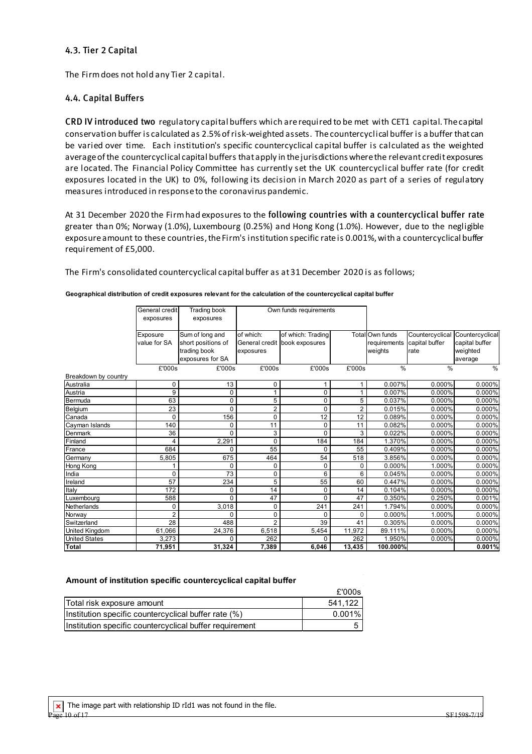## 4.3. Tier 2 Capital

The Firm does not hold any Tier 2 capital.

## 4.4. Capital Buffers

CRD IV introduced two regulatory capital buffers which are required to be met with CET1 capital. The capital conservation buffer is calculated as 2.5% of risk-weighted assets. The countercyclical buffer is a buffer that can be varied over time. Each institution's specific countercyclical capital buffer is calculated as the weighted average of the countercyclical capital buffers that apply in the jurisdictions where the relevant credit exposures are located. The Financial Policy Committee has currently set the UK countercyclical buffer rate (for credit exposures located in the UK) to 0%, following its decision in March 2020 as part of a series of regulatory measures introduced in response to the coronavirus pandemic.

At 31 December 2020 the Firm had exposures to the following countries with a countercyclical buffer rate greater than 0%; Norway (1.0%), Luxembourg (0.25%) and Hong Kong (1.0%). However, due to the negligible exposure amount to these countries, the Firm's institution specific rate is 0.001%, with a countercyclical buffer requirement of £5,000.

The Firm's consolidated countercyclical capital buffer as at 31 December 2020 is as follows;

**Geographical distribution of credit exposures relevant for the calculation of the countercyclical capital buffer**

| | General credit exposures | Trading book exposures | Own funds requirements | | | | | |
|---|---|---|---|---|---|---|---|---|
| | Exposure value for SA | Sum of long and short positions of trading book exposures for SA | of which: General credit exposures | of which: Trading book exposures | Total | Own funds requirements weights | Countercyclical capital buffer rate | Countercyclical capital buffer weighted average |
| | £'000s | £'000s | £'000s | £'000s | £'000s | % | % | % |
| Breakdown by country | | | | | | | | |
| Australia | 0 | 13 | 0 | 1 | 1 | 0.007% | 0.000% | 0.000% |
| Austria | 9 | 0 | 1 | 0 | 1 | 0.007% | 0.000% | 0.000% |
| Bermuda | 63 | 0 | 5 | 0 | 5 | 0.037% | 0.000% | 0.000% |
| Belgium | 23 | 0 | 2 | 0 | 2 | 0.015% | 0.000% | 0.000% |
| Canada | 0 | 156 | 0 | 12 | 12 | 0.089% | 0.000% | 0.000% |
| Cayman Islands | 140 | 0 | 11 | 0 | 11 | 0.082% | 0.000% | 0.000% |
| Denmark | 36 | 0 | 3 | 0 | 3 | 0.022% | 0.000% | 0.000% |
| Finland | 4 | 2,291 | 0 | 184 | 184 | 1.370% | 0.000% | 0.000% |
| France | 684 | 0 | 55 | 0 | 55 | 0.409% | 0.000% | 0.000% |
| Germany | 5,805 | 675 | 464 | 54 | 518 | 3.856% | 0.000% | 0.000% |
| Hong Kong | 1 | 0 | 0 | 0 | 0 | 0.000% | 1.000% | 0.000% |
| India | 0 | 73 | 0 | 6 | 6 | 0.045% | 0.000% | 0.000% |
| Ireland | 57 | 234 | 5 | 55 | 60 | 0.447% | 0.000% | 0.000% |
| Italy | 172 | 0 | 14 | 0 | 14 | 0.104% | 0.000% | 0.000% |
| Luxembourg | 588 | 0 | 47 | 0 | 47 | 0.350% | 0.250% | 0.001% |
| Netherlands | 0 | 3,018 | 0 | 241 | 241 | 1.794% | 0.000% | 0.000% |
| Norway | 2 | 0 | 0 | 0 | 0 | 0.000% | 1.000% | 0.000% |
| Switzerland | 28 | 488 | 2 | 39 | 41 | 0.305% | 0.000% | 0.000% |
| United Kingdom | 61,066 | 24,376 | 6,518 | 5,454 | 11,972 | 89.111% | 0.000% | 0.000% |
| United States | 3,273 | 0 | 262 | 0 | 262 | 1.950% | 0.000% | 0.000% |
| **Total** | **71,951** | **31,324** | **7,389** | **6,046** | **13,435** | **100.000%** | | **0.001%** |

**Amount of institution specific countercyclical capital buffer**

| | £'000s |
|---|---|
| Total risk exposure amount | 541,122 |
| Institution specific countercyclical buffer rate (%) | 0.001% |
| Institution specific countercyclical buffer requirement | 5 |

The image part with relationship ID rId1 was not found in the file.

SF1598-7/19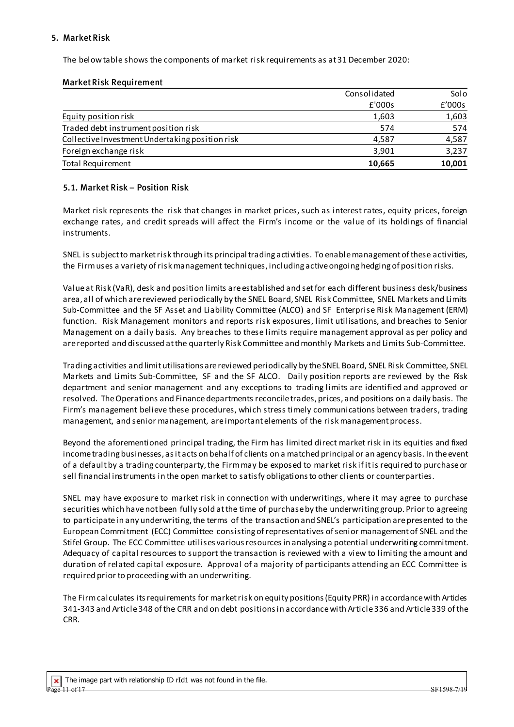## 5. Market Risk

The below table shows the components of market risk requirements as at 31 December 2020:

### Market Risk Requirement

| | Consolidated | Solo |
|---|---|---|
| | £'000s | £'000s |
| Equity position risk | 1,603 | 1,603 |
| Traded debt instrument position risk | 574 | 574 |
| Collective Investment Undertaking position risk | 4,587 | 4,587 |
| Foreign exchange risk | 3,901 | 3,237 |
| Total Requirement | **10,665** | **10,001** |

### 5.1. Market Risk – Position Risk

Market risk represents the risk that changes in market prices, such as interest rates, equity prices, foreign exchange rates, and credit spreads will affect the Firm's income or the value of its holdings of financial instruments.

SNEL is subject to market risk through its principal trading activities. To enable management of these activities, the Firm uses a variety of risk management techniques, including active ongoing hedging of position risks.

Value at Risk (VaR), desk and position limits are established and set for each different business desk/business area, all of which are reviewed periodically by the SNEL Board, SNEL Risk Committee, SNEL Markets and Limits Sub-Committee and the SF Asset and Liability Committee (ALCO) and SF Enterprise Risk Management (ERM) function. Risk Management monitors and reports risk exposures, limit utilisations, and breaches to Senior Management on a daily basis. Any breaches to these limits require management approval as per policy and are reported and discussed at the quarterly Risk Committee and monthly Markets and Limits Sub-Committee.

Trading activities and limit utilisations are reviewed periodically by the SNEL Board, SNEL Risk Committee, SNEL Markets and Limits Sub-Committee, SF and the SF ALCO. Daily position reports are reviewed by the Risk department and senior management and any exceptions to trading limits are identified and approved or resolved. The Operations and Finance departments reconcile trades, prices, and positions on a daily basis. The Firm's management believe these procedures, which stress timely communications between traders, trading management, and senior management, are important elements of the risk management process.

Beyond the aforementioned principal trading, the Firm has limited direct market risk in its equities and fixed income trading businesses, as it acts on behalf of clients on a matched principal or an agency basis. In the event of a default by a trading counterparty, the Firm may be exposed to market risk if it is required to purchase or sell financial instruments in the open market to satisfy obligations to other clients or counterparties.

SNEL may have exposure to market risk in connection with underwritings, where it may agree to purchase securities which have not been fully sold at the time of purchase by the underwriting group. Prior to agreeing to participate in any underwriting, the terms of the transaction and SNEL's participation are presented to the European Commitment (ECC) Committee consisting of representatives of senior management of SNEL and the Stifel Group. The ECC Committee utilises various resources in analysing a potential underwriting commitment. Adequacy of capital resources to support the transaction is reviewed with a view to limiting the amount and duration of related capital exposure. Approval of a majority of participants attending an ECC Committee is required prior to proceeding with an underwriting.

The Firm calculates its requirements for market risk on equity positions (Equity PRR) in accordance with Articles 341-343 and Article 348 of the CRR and on debt positions in accordance with Article 336 and Article 339 of the CRR.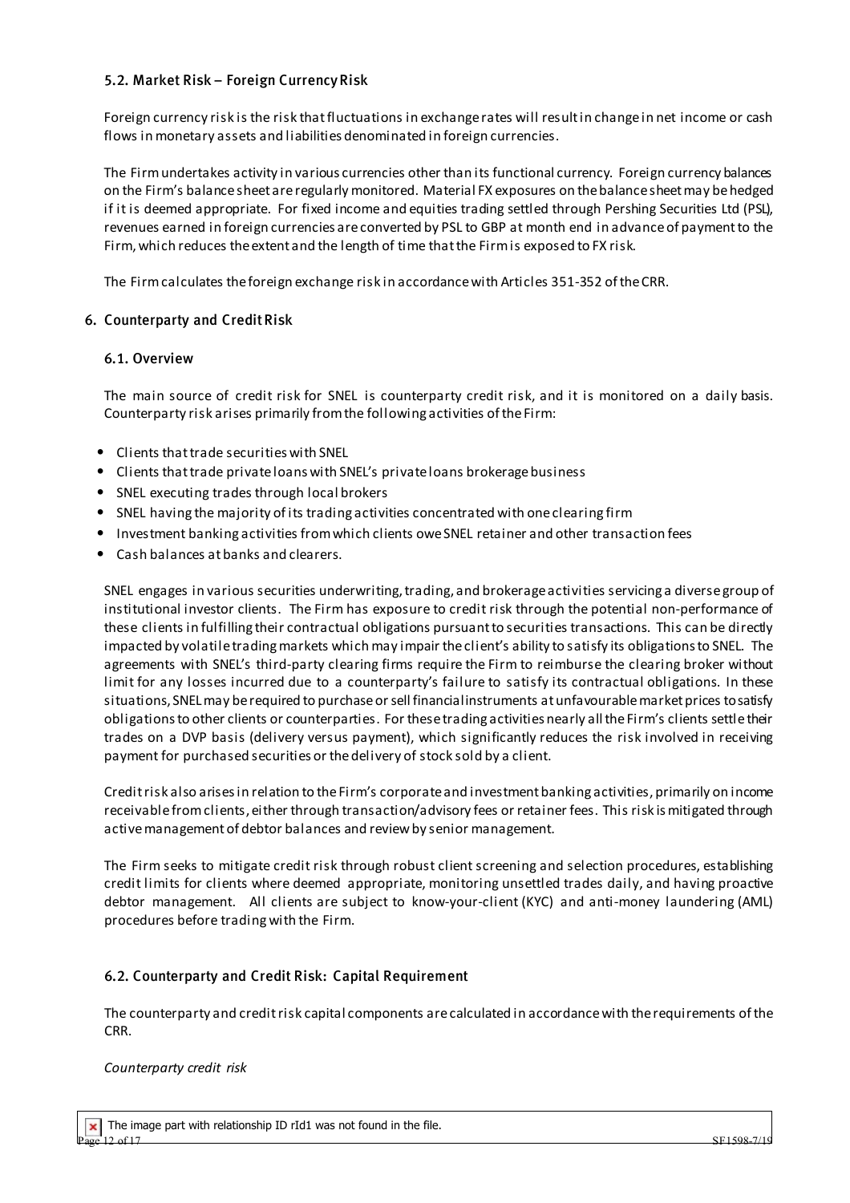### 5.2. Market Risk – Foreign Currency Risk

Foreign currency risk is the risk that fluctuations in exchange rates will result in change in net income or cash flows in monetary assets and liabilities denominated in foreign currencies.

The Firm undertakes activity in various currencies other than its functional currency. Foreign currency balances on the Firm's balance sheet are regularly monitored. Material FX exposures on the balance sheet may be hedged if it is deemed appropriate. For fixed income and equities trading settled through Pershing Securities Ltd (PSL), revenues earned in foreign currencies are converted by PSL to GBP at month end in advance of payment to the Firm, which reduces the extent and the length of time that the Firm is exposed to FX risk.

The Firm calculates the foreign exchange risk in accordance with Articles 351-352 of the CRR.

## 6. Counterparty and Credit Risk

### 6.1. Overview

The main source of credit risk for SNEL is counterparty credit risk, and it is monitored on a daily basis. Counterparty risk arises primarily from the following activities of the Firm:

- Clients that trade securities with SNEL
- Clients that trade private loans with SNEL's private loans brokerage business
- SNEL executing trades through local brokers
- SNEL having the majority of its trading activities concentrated with one clearing firm
- Investment banking activities from which clients owe SNEL retainer and other transaction fees
- Cash balances at banks and clearers.

SNEL engages in various securities underwriting, trading, and brokerage activities servicing a diverse group of institutional investor clients. The Firm has exposure to credit risk through the potential non-performance of these clients in fulfilling their contractual obligations pursuant to securities transactions. This can be directly impacted by volatile trading markets which may impair the client's ability to satisfy its obligations to SNEL. The agreements with SNEL's third-party clearing firms require the Firm to reimburse the clearing broker without limit for any losses incurred due to a counterparty's failure to satisfy its contractual obligations. In these situations, SNEL may be required to purchase or sell financial instruments at unfavourable market prices to satisfy obligations to other clients or counterparties. For these trading activities nearly all the Firm's clients settle their trades on a DVP basis (delivery versus payment), which significantly reduces the risk involved in receiving payment for purchased securities or the delivery of stock sold by a client.

Credit risk also arises in relation to the Firm's corporate and investment banking activities, primarily on income receivable from clients, either through transaction/advisory fees or retainer fees. This risk is mitigated through active management of debtor balances and review by senior management.

The Firm seeks to mitigate credit risk through robust client screening and selection procedures, establishing credit limits for clients where deemed appropriate, monitoring unsettled trades daily, and having proactive debtor management. All clients are subject to know-your-client (KYC) and anti-money laundering (AML) procedures before trading with the Firm.

### 6.2. Counterparty and Credit Risk: Capital Requirement

The counterparty and credit risk capital components are calculated in accordance with the requirements of the CRR.

*Counterparty credit risk*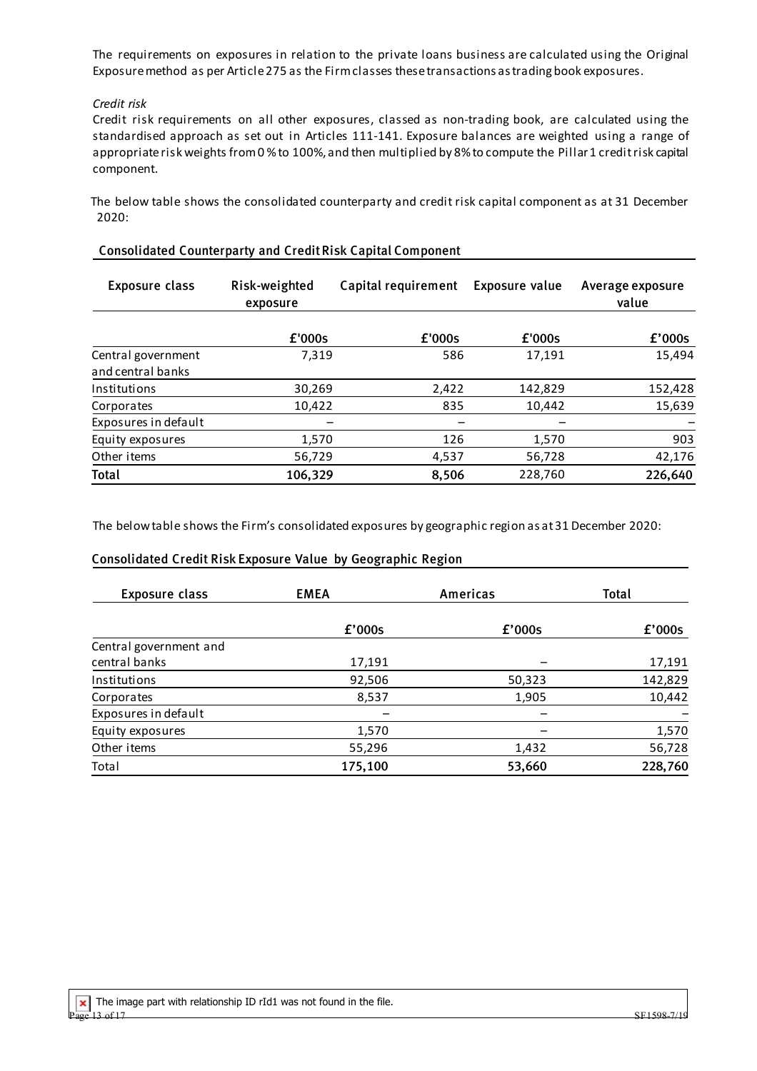The requirements on exposures in relation to the private loans business are calculated using the Original Exposure method as per Article 275 as the Firm classes these transactions as trading book exposures.

*Credit risk*

Credit risk requirements on all other exposures, classed as non-trading book, are calculated using the standardised approach as set out in Articles 111-141. Exposure balances are weighted using a range of appropriate risk weights from 0% to 100%, and then multiplied by 8% to compute the Pillar 1 credit risk capital component.

The below table shows the consolidated counterparty and credit risk capital component as at 31 December 2020:

**Consolidated Counterparty and Credit Risk Capital Component**

| Exposure class | Risk-weighted exposure | Capital requirement | Exposure value | Average exposure value |
|---|---|---|---|---|
| | £'000s | £'000s | £'000s | £'000s |
| Central government and central banks | 7,319 | 586 | 17,191 | 15,494 |
| Institutions | 30,269 | 2,422 | 142,829 | 152,428 |
| Corporates | 10,422 | 835 | 10,442 | 15,639 |
| Exposures in default | – | – | – | – |
| Equity exposures | 1,570 | 126 | 1,570 | 903 |
| Other items | 56,729 | 4,537 | 56,728 | 42,176 |
| **Total** | **106,329** | **8,506** | 228,760 | **226,640** |

The below table shows the Firm's consolidated exposures by geographic region as at 31 December 2020:

**Consolidated Credit Risk Exposure Value by Geographic Region**

| Exposure class | EMEA | Americas | Total |
|---|---|---|---|
| | £'000s | £'000s | £'000s |
| Central government and central banks | 17,191 | – | 17,191 |
| Institutions | 92,506 | 50,323 | 142,829 |
| Corporates | 8,537 | 1,905 | 10,442 |
| Exposures in default | – | – | – |
| Equity exposures | 1,570 | – | 1,570 |
| Other items | 55,296 | 1,432 | 56,728 |
| Total | **175,100** | **53,660** | **228,760** |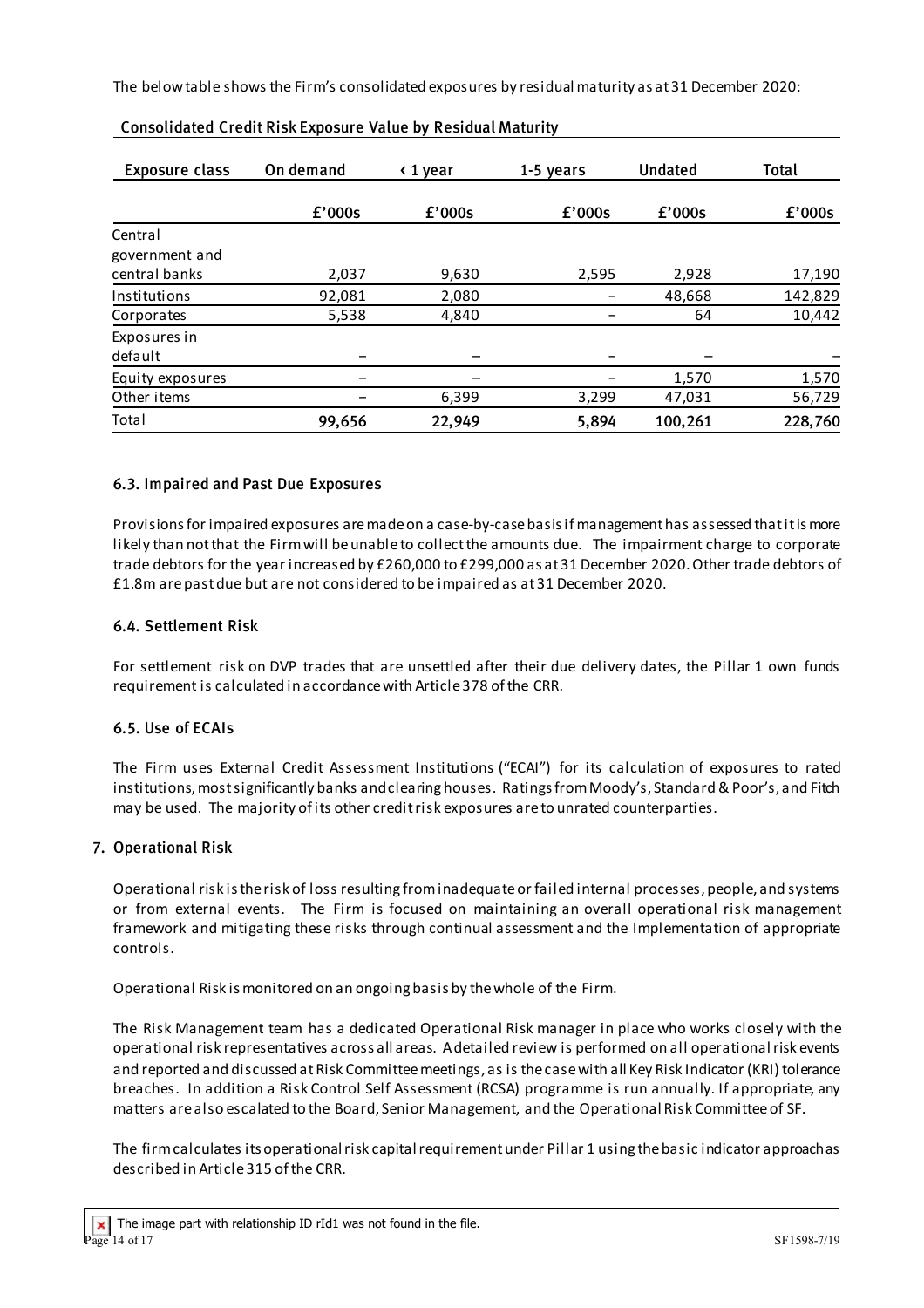The below table shows the Firm's consolidated exposures by residual maturity as at 31 December 2020:

**Consolidated Credit Risk Exposure Value by Residual Maturity**

| Exposure class | On demand | < 1 year | 1-5 years | Undated | Total |
|---|---|---|---|---|---|
| | £'000s | £'000s | £'000s | £'000s | £'000s |
| Central government and central banks | 2,037 | 9,630 | 2,595 | 2,928 | 17,190 |
| Institutions | 92,081 | 2,080 | – | 48,668 | 142,829 |
| Corporates | 5,538 | 4,840 | – | 64 | 10,442 |
| Exposures in default | – | – | – | – | – |
| Equity exposures | – | – | – | 1,570 | 1,570 |
| Other items | – | 6,399 | 3,299 | 47,031 | 56,729 |
| Total | **99,656** | **22,949** | **5,894** | **100,261** | **228,760** |

### 6.3. Impaired and Past Due Exposures

Provisions for impaired exposures are made on a case-by-case basis if management has assessed that it is more likely than not that the Firm will be unable to collect the amounts due. The impairment charge to corporate trade debtors for the year increased by £260,000 to £299,000 as at 31 December 2020. Other trade debtors of £1.8m are past due but are not considered to be impaired as at 31 December 2020.

### 6.4. Settlement Risk

For settlement risk on DVP trades that are unsettled after their due delivery dates, the Pillar 1 own funds requirement is calculated in accordance with Article 378 of the CRR.

### 6.5. Use of ECAIs

The Firm uses External Credit Assessment Institutions ("ECAI") for its calculation of exposures to rated institutions, most significantly banks and clearing houses. Ratings from Moody's, Standard & Poor's, and Fitch may be used. The majority of its other credit risk exposures are to unrated counterparties.

## 7. Operational Risk

Operational risk is the risk of loss resulting from inadequate or failed internal processes, people, and systems or from external events. The Firm is focused on maintaining an overall operational risk management framework and mitigating these risks through continual assessment and the Implementation of appropriate controls.

Operational Risk is monitored on an ongoing basis by the whole of the Firm.

The Risk Management team has a dedicated Operational Risk manager in place who works closely with the operational risk representatives across all areas. A detailed review is performed on all operational risk events and reported and discussed at Risk Committee meetings, as is the case with all Key Risk Indicator (KRI) tolerance breaches. In addition a Risk Control Self Assessment (RCSA) programme is run annually. If appropriate, any matters are also escalated to the Board, Senior Management, and the Operational Risk Committee of SF.

The firm calculates its operational risk capital requirement under Pillar 1 using the basic indicator approach as described in Article 315 of the CRR.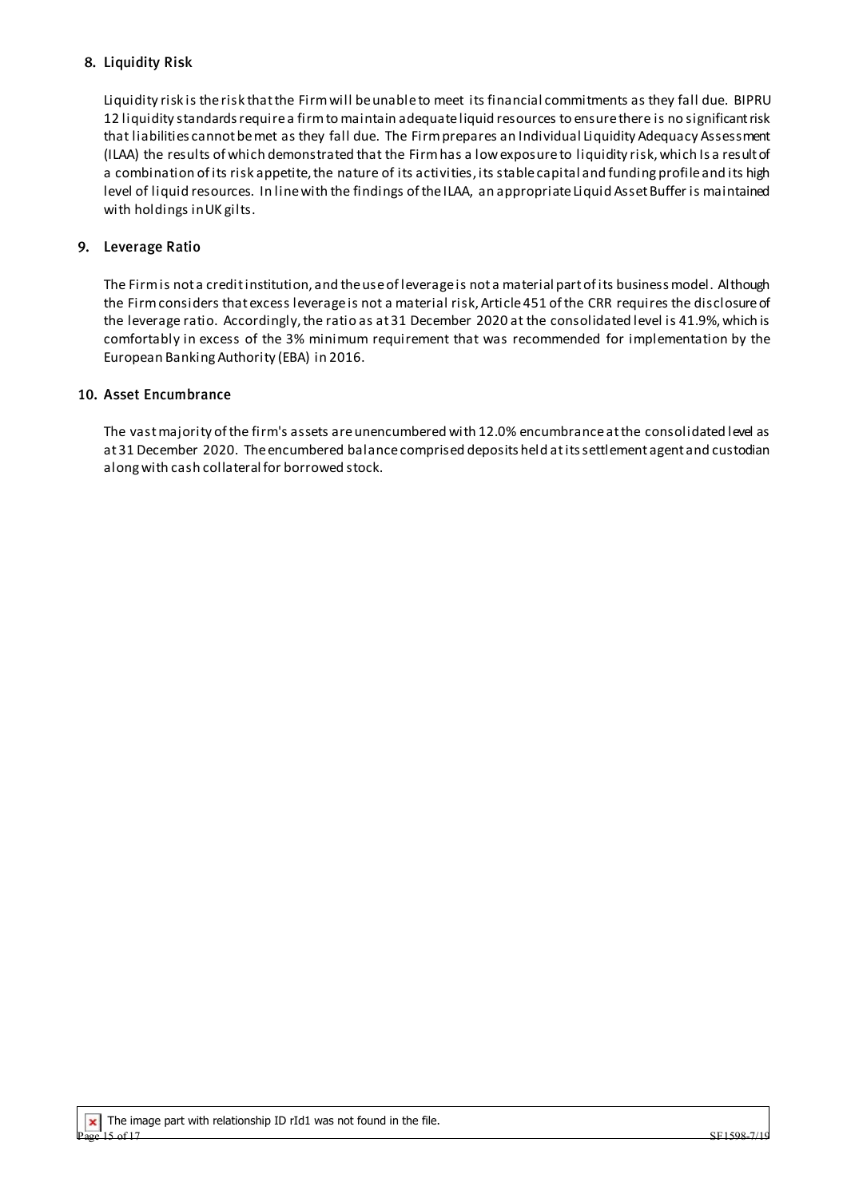## 8. Liquidity Risk

Liquidity risk is the risk that the Firm will be unable to meet its financial commitments as they fall due. BIPRU 12 liquidity standards require a firm to maintain adequate liquid resources to ensure there is no significant risk that liabilities cannot be met as they fall due. The Firm prepares an Individual Liquidity Adequacy Assessment (ILAA) the results of which demonstrated that the Firm has a low exposure to liquidity risk, which Is a result of a combination of its risk appetite, the nature of its activities, its stable capital and funding profile and its high level of liquid resources. In line with the findings of the ILAA, an appropriate Liquid Asset Buffer is maintained with holdings in UK gilts.

## 9. Leverage Ratio

The Firm is not a credit institution, and the use of leverage is not a material part of its business model. Although the Firm considers that excess leverage is not a material risk, Article 451 of the CRR requires the disclosure of the leverage ratio. Accordingly, the ratio as at 31 December 2020 at the consolidated level is 41.9%, which is comfortably in excess of the 3% minimum requirement that was recommended for implementation by the European Banking Authority (EBA) in 2016.

## 10. Asset Encumbrance

The vast majority of the firm's assets are unencumbered with 12.0% encumbrance at the consolidated level as at 31 December 2020. The encumbered balance comprised deposits held at its settlement agent and custodian along with cash collateral for borrowed stock.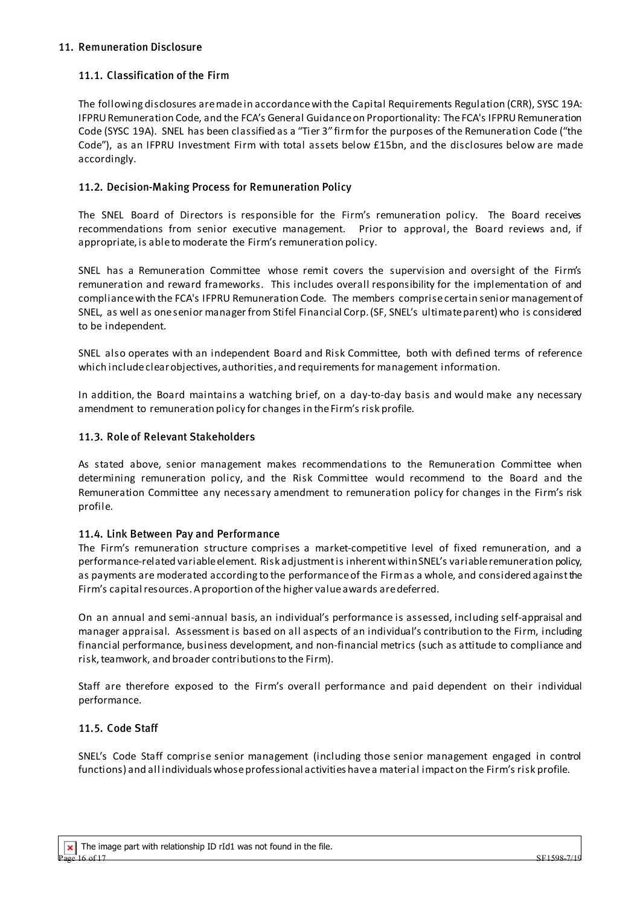## 11. Remuneration Disclosure

### 11.1. Classification of the Firm

The following disclosures are made in accordance with the Capital Requirements Regulation (CRR), SYSC 19A: IFPRU Remuneration Code, and the FCA's General Guidance on Proportionality: The FCA's IFPRU Remuneration Code (SYSC 19A). SNEL has been classified as a "Tier 3" firm for the purposes of the Remuneration Code ("the Code"), as an IFPRU Investment Firm with total assets below £15bn, and the disclosures below are made accordingly.

### 11.2. Decision-Making Process for Remuneration Policy

The SNEL Board of Directors is responsible for the Firm's remuneration policy. The Board receives recommendations from senior executive management. Prior to approval, the Board reviews and, if appropriate, is able to moderate the Firm's remuneration policy.

SNEL has a Remuneration Committee whose remit covers the supervision and oversight of the Firm's remuneration and reward frameworks. This includes overall responsibility for the implementation of and compliance with the FCA's IFPRU Remuneration Code. The members comprise certain senior management of SNEL, as well as one senior manager from Stifel Financial Corp. (SF, SNEL's ultimate parent) who is considered to be independent.

SNEL also operates with an independent Board and Risk Committee, both with defined terms of reference which include clear objectives, authorities, and requirements for management information.

In addition, the Board maintains a watching brief, on a day-to-day basis and would make any necessary amendment to remuneration policy for changes in the Firm's risk profile.

### 11.3. Role of Relevant Stakeholders

As stated above, senior management makes recommendations to the Remuneration Committee when determining remuneration policy, and the Risk Committee would recommend to the Board and the Remuneration Committee any necessary amendment to remuneration policy for changes in the Firm's risk profile.

### 11.4. Link Between Pay and Performance

The Firm's remuneration structure comprises a market-competitive level of fixed remuneration, and a performance-related variable element. Risk adjustment is inherent within SNEL's variable remuneration policy, as payments are moderated according to the performance of the Firm as a whole, and considered against the Firm's capital resources. A proportion of the higher value awards are deferred.

On an annual and semi-annual basis, an individual's performance is assessed, including self-appraisal and manager appraisal. Assessment is based on all aspects of an individual's contribution to the Firm, including financial performance, business development, and non-financial metrics (such as attitude to compliance and risk, teamwork, and broader contributions to the Firm).

Staff are therefore exposed to the Firm's overall performance and paid dependent on their individual performance.

### 11.5. Code Staff

SNEL's Code Staff comprise senior management (including those senior management engaged in control functions) and all individuals whose professional activities have a material impact on the Firm's risk profile.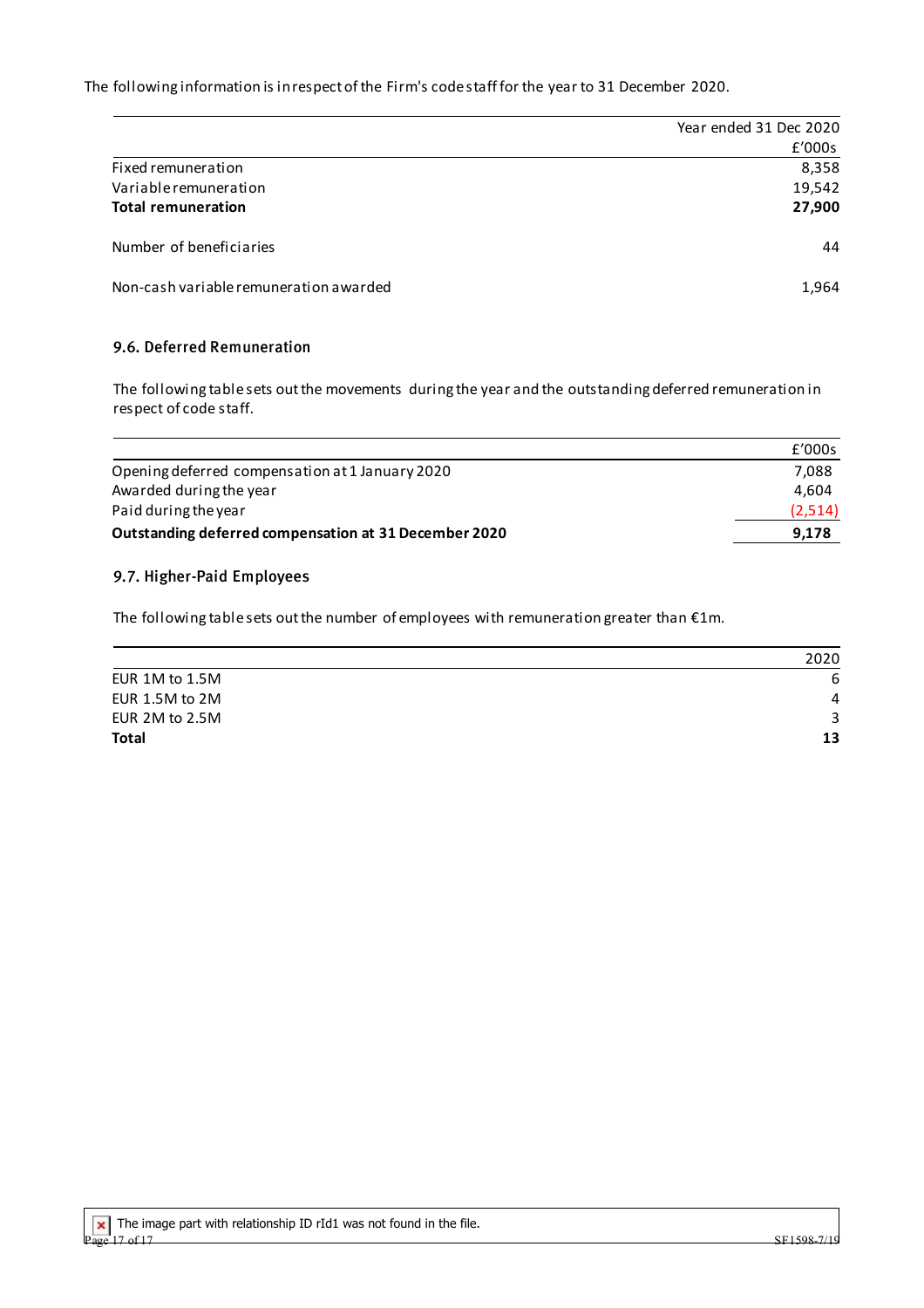The following information is in respect of the Firm's code staff for the year to 31 December 2020.

| | Year ended 31 Dec 2020 |
|---|---|
| | £'000s |
| Fixed remuneration | 8,358 |
| Variable remuneration | 19,542 |
| **Total remuneration** | **27,900** |
| Number of beneficiaries | 44 |
| Non-cash variable remuneration awarded | 1,964 |

### 9.6. Deferred Remuneration

The following table sets out the movements during the year and the outstanding deferred remuneration in respect of code staff.

| | £'000s |
|---|---|
| Opening deferred compensation at 1 January 2020 | 7,088 |
| Awarded during the year | 4,604 |
| Paid during the year | (2,514) |
| **Outstanding deferred compensation at 31 December 2020** | **9,178** |

### 9.7. Higher-Paid Employees

The following table sets out the number of employees with remuneration greater than €1m.

| | 2020 |
|---|---|
| EUR 1M to 1.5M | 6 |
| EUR 1.5M to 2M | 4 |
| EUR 2M to 2.5M | 3 |
| **Total** | **13** |